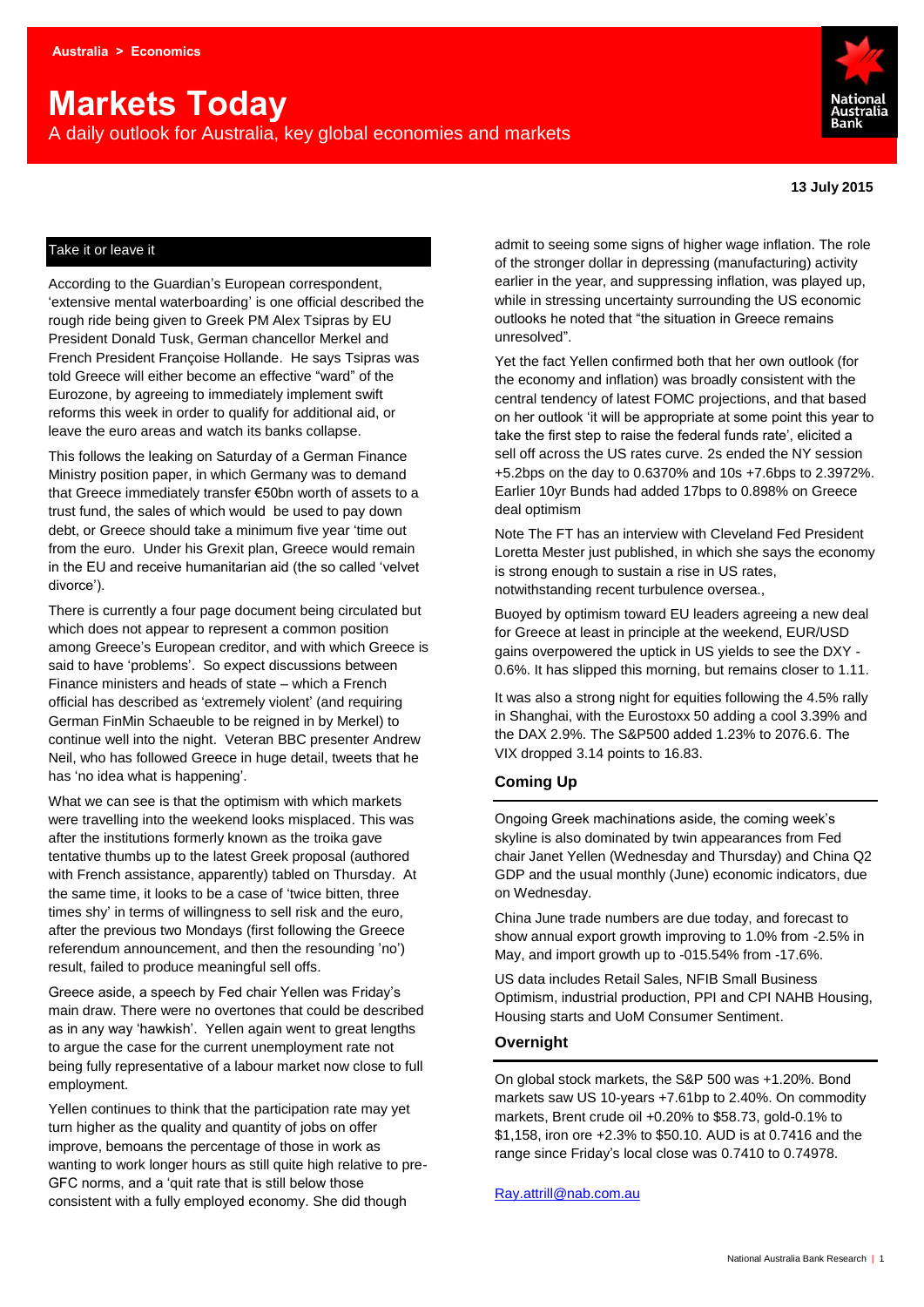Australia > Economics

# Markets Today

A daily outlook for Australia, key global economies and markets

**13 July 2015**

## Take it or leave it

According to the Guardian's European correspondent, 'extensive mental waterboarding' is one official described the rough ride being given to Greek PM Alex Tsipras by EU President Donald Tusk, German chancellor Merkel and French President Françoise Hollande. He says Tsipras was told Greece will either become an effective "ward" of the Eurozone, by agreeing to immediately implement swift reforms this week in order to qualify for additional aid, or leave the euro areas and watch its banks collapse.

This follows the leaking on Saturday of a German Finance Ministry position paper, in which Germany was to demand that Greece immediately transfer €50bn worth of assets to a trust fund, the sales of which would be used to pay down debt, or Greece should take a minimum five year 'time out from the euro. Under his Grexit plan, Greece would remain in the EU and receive humanitarian aid (the so called 'velvet divorce').

There is currently a four page document being circulated but which does not appear to represent a common position among Greece's European creditor, and with which Greece is said to have 'problems'. So expect discussions between Finance ministers and heads of state – which a French official has described as 'extremely violent' (and requiring German FinMin Schaeuble to be reigned in by Merkel) to continue well into the night. Veteran BBC presenter Andrew Neil, who has followed Greece in huge detail, tweets that he has 'no idea what is happening'.

What we can see is that the optimism with which markets were travelling into the weekend looks misplaced. This was after the institutions formerly known as the troika gave tentative thumbs up to the latest Greek proposal (authored with French assistance, apparently) tabled on Thursday. At the same time, it looks to be a case of 'twice bitten, three times shy' in terms of willingness to sell risk and the euro, after the previous two Mondays (first following the Greece referendum announcement, and then the resounding 'no') result, failed to produce meaningful sell offs.

Greece aside, a speech by Fed chair Yellen was Friday's main draw. There were no overtones that could be described as in any way 'hawkish'. Yellen again went to great lengths to argue the case for the current unemployment rate not being fully representative of a labour market now close to full employment.

Yellen continues to think that the participation rate may yet turn higher as the quality and quantity of jobs on offer improve, bemoans the percentage of those in work as wanting to work longer hours as still quite high relative to pre-GFC norms, and a 'quit rate that is still below those consistent with a fully employed economy. She did though admit to seeing some signs of higher wage inflation. The role of the stronger dollar in depressing (manufacturing) activity earlier in the year, and suppressing inflation, was played up, while in stressing uncertainty surrounding the US economic outlooks he noted that "the situation in Greece remains unresolved".

Yet the fact Yellen confirmed both that her own outlook (for the economy and inflation) was broadly consistent with the central tendency of latest FOMC projections, and that based on her outlook 'it will be appropriate at some point this year to take the first step to raise the federal funds rate', elicited a sell off across the US rates curve. 2s ended the NY session +5.2bps on the day to 0.6370% and 10s +7.6bps to 2.3972%. Earlier 10yr Bunds had added 17bps to 0.898% on Greece deal optimism

Note The FT has an interview with Cleveland Fed President Loretta Mester just published, in which she says the economy is strong enough to sustain a rise in US rates, notwithstanding recent turbulence oversea.,

Buoyed by optimism toward EU leaders agreeing a new deal for Greece at least in principle at the weekend, EUR/USD gains overpowered the uptick in US yields to see the DXY -0.6%. It has slipped this morning, but remains closer to 1.11.

It was also a strong night for equities following the 4.5% rally in Shanghai, with the Eurostoxx 50 adding a cool 3.39% and the DAX 2.9%. The S&P500 added 1.23% to 2076.6. The VIX dropped 3.14 points to 16.83.

## Coming Up

Ongoing Greek machinations aside, the coming week's skyline is also dominated by twin appearances from Fed chair Janet Yellen (Wednesday and Thursday) and China Q2 GDP and the usual monthly (June) economic indicators, due on Wednesday.

China June trade numbers are due today, and forecast to show annual export growth improving to 1.0% from -2.5% in May, and import growth up to -015.54% from -17.6%.

US data includes Retail Sales, NFIB Small Business Optimism, industrial production, PPI and CPI NAHB Housing, Housing starts and UoM Consumer Sentiment.

## Overnight

On global stock markets, the S&P 500 was +1.20%. Bond markets saw US 10-years +7.61bp to 2.40%. On commodity markets, Brent crude oil +0.20% to $58.73, gold-0.1% to $1,158, iron ore +2.3% to $50.10. AUD is at 0.7416 and the range since Friday's local close was 0.7410 to 0.74978.

Ray.attrill@nab.com.au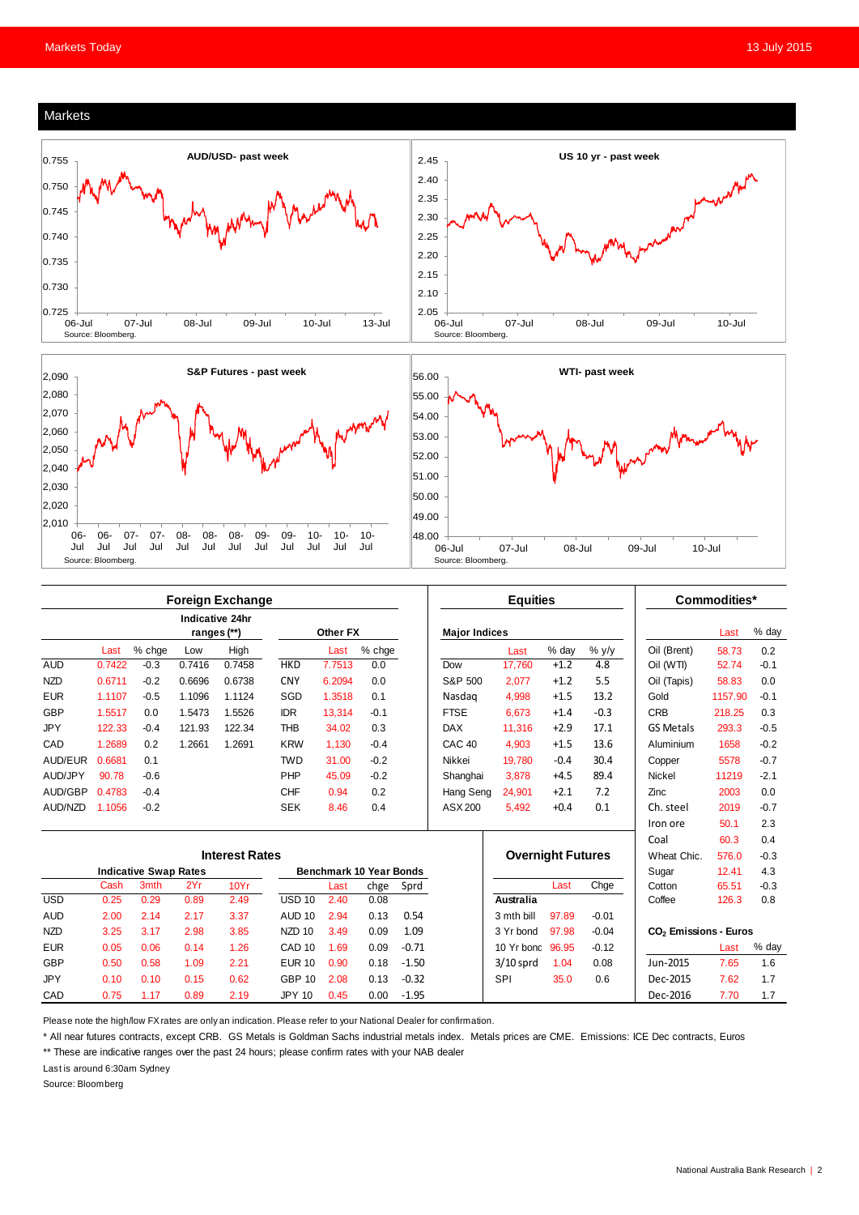## Markets

**AUD/USD- past week**

Source: Bloomberg.

**US 10 yr - past week**

Source: Bloomberg.

**S&P Futures - past week**

Source: Bloomberg.

**WTI- past week**

Source: Bloomberg.

### Foreign Exchange

| | Last | % chge | Indicative 24hr ranges (**) Low | High |
|---|---|---|---|---|
| AUD | 0.7422 | -0.3 | 0.7416 | 0.7458 |
| NZD | 0.6711 | -0.2 | 0.6696 | 0.6738 |
| EUR | 1.1107 | -0.5 | 1.1096 | 1.1124 |
| GBP | 1.5517 | 0.0 | 1.5473 | 1.5526 |
| JPY | 122.33 | -0.4 | 121.93 | 122.34 |
| CAD | 1.2689 | 0.2 | 1.2661 | 1.2691 |
| AUD/EUR | 0.6681 | 0.1 | | |
| AUD/JPY | 90.78 | -0.6 | | |
| AUD/GBP | 0.4783 | -0.4 | | |
| AUD/NZD | 1.1056 | -0.2 | | |

**Other FX**

| | Last | % chge |
|---|---|---|
| HKD | 7.7513 | 0.0 |
| CNY | 6.2094 | 0.0 |
| SGD | 1.3518 | 0.1 |
| IDR | 13,314 | -0.1 |
| THB | 34.02 | 0.3 |
| KRW | 1,130 | -0.4 |
| TWD | 31.00 | -0.2 |
| PHP | 45.09 | -0.2 |
| CHF | 0.94 | 0.2 |
| SEK | 8.46 | 0.4 |

### Equities

| Major Indices | Last | % day | % y/y |
|---|---|---|---|
| Dow | 17,760 | +1.2 | 4.8 |
| S&P 500 | 2,077 | +1.2 | 5.5 |
| Nasdaq | 4,998 | +1.5 | 13.2 |
| FTSE | 6,673 | +1.4 | -0.3 |
| DAX | 11,316 | +2.9 | 17.1 |
| CAC 40 | 4,903 | +1.5 | 13.6 |
| Nikkei | 19,780 | -0.4 | 30.4 |
| Shanghai | 3,878 | +4.5 | 89.4 |
| Hang Seng | 24,901 | +2.1 | 7.2 |
| ASX 200 | 5,492 | +0.4 | 0.1 |

### Commodities*

| | Last | % day |
|---|---|---|
| Oil (Brent) | 58.73 | 0.2 |
| Oil (WTI) | 52.74 | -0.1 |
| Oil (Tapis) | 58.83 | 0.0 |
| Gold | 1157.90 | -0.1 |
| CRB | 218.25 | 0.3 |
| GS Metals | 293.3 | -0.5 |
| Aluminium | 1658 | -0.2 |
| Copper | 5578 | -0.7 |
| Nickel | 11219 | -2.1 |
| Zinc | 2003 | 0.0 |
| Ch. steel | 2019 | -0.7 |
| Iron ore | 50.1 | 2.3 |
| Coal | 60.3 | 0.4 |
| Wheat Chic. | 576.0 | -0.3 |
| Sugar | 12.41 | 4.3 |
| Cotton | 65.51 | -0.3 |
| Coffee | 126.3 | 0.8 |

**$CO_2$ Emissions - Euros**

| | Last | % day |
|---|---|---|
| Jun-2015 | 7.65 | 1.6 |
| Dec-2015 | 7.62 | 1.7 |
| Dec-2016 | 7.70 | 1.7 |

### Interest Rates

**Indicative Swap Rates**

| | Cash | 3mth | 2Yr | 10Yr |
|---|---|---|---|---|
| USD | 0.25 | 0.29 | 0.89 | 2.49 |
| AUD | 2.00 | 2.14 | 2.17 | 3.37 |
| NZD | 3.25 | 3.17 | 2.98 | 3.85 |
| EUR | 0.05 | 0.06 | 0.14 | 1.26 |
| GBP | 0.50 | 0.58 | 1.09 | 2.21 |
| JPY | 0.10 | 0.10 | 0.15 | 0.62 |
| CAD | 0.75 | 1.17 | 0.89 | 2.19 |

**Benchmark 10 Year Bonds**

| | Last | chge | Sprd |
|---|---|---|---|
| USD 10 | 2.40 | 0.08 | |
| AUD 10 | 2.94 | 0.13 | 0.54 |
| NZD 10 | 3.49 | 0.09 | 1.09 |
| CAD 10 | 1.69 | 0.09 | -0.71 |
| EUR 10 | 0.90 | 0.18 | -1.50 |
| GBP 10 | 2.08 | 0.13 | -0.32 |
| JPY 10 | 0.45 | 0.00 | -1.95 |

### Overnight Futures

| | Last | Chge |
|---|---|---|
| **Australia** | | |
| 3 mth bill | 97.89 | -0.01 |
| 3 Yr bond | 97.98 | -0.04 |
| 10 Yr bond | 96.95 | -0.12 |
| 3/10 sprd | 1.04 | 0.08 |
| SPI | 35.0 | 0.6 |

Please note the high/low FX rates are only an indication. Please refer to your National Dealer for confirmation.

\* All near futures contracts, except CRB. GS Metals is Goldman Sachs industrial metals index. Metals prices are CME. Emissions: ICE Dec contracts, Euros

** These are indicative ranges over the past 24 hours; please confirm rates with your NAB dealer

Last is around 6:30am Sydney

Source: Bloomberg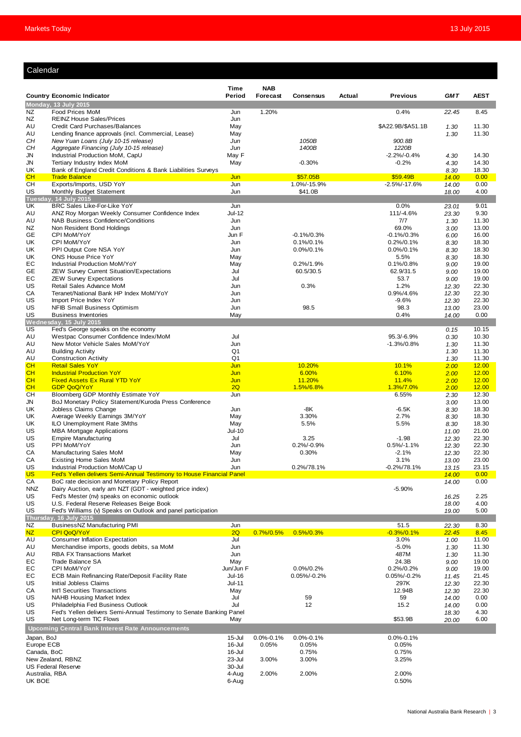## Calendar

| Country | Economic Indicator | Time Period | NAB Forecast | Consensus | Actual | Previous | GMT | AEST |
|---|---|---|---|---|---|---|---|---|
| **Monday, 13 July 2015** | | | | | | | | |
| NZ | Food Prices MoM | Jun | 1.20% | | | 0.4% | 22.45 | 8.45 |
| NZ | REINZ House Sales/Prices | Jun | | | | | | |
| AU | Credit Card Purchases/Balances | May | | | | $A22.9B/$A51.1B | 1.30 | 11.30 |
| AU | Lending finance approvals (incl. Commercial, Lease) | May | | | | | 1.30 | 11.30 |
| CH | New Yuan Loans (July 10-15 release) | Jun | | 1050B | | 900.8B | | |
| CH | Aggregate Financing (July 10-15 release) | Jun | | 1400B | | 1220B | | |
| JN | Industrial Production MoM, CapU | May F | | | | -2.2%/-0.4% | 4.30 | 14.30 |
| JN | Tertiary Industry Index MoM | May | | -0.30% | | -0.2% | 4.30 | 14.30 |
| UK | Bank of England Credit Conditions & Bank Liabilities Surveys | | | | | | 8.30 | 18.30 |
| CH | Trade Balance | Jun | | $57.05B | | $59.49B | 14.00 | 0.00 |
| CH | Exports/Imports, USD YoY | Jun | | 1.0%/-15.9% | | -2.5%/-17.6% | 14.00 | 0.00 |
| US | Monthly Budget Statement | Jun | | $41.0B | | | 18.00 | 4.00 |
| **Tuesday, 14 July 2015** | | | | | | | | |
| UK | BRC Sales Like-For-Like YoY | Jun | | | | 0.0% | 23.01 | 9.01 |
| AU | ANZ Roy Morgan Weekly Consumer Confidence Index | Jul-12 | | | | 111/-4.6% | 23.30 | 9.30 |
| AU | NAB Business Confidence/Conditions | Jun | | | | 7/7 | 1.30 | 11.30 |
| NZ | Non Resident Bond Holdings | Jun | | | | 69.0% | 3.00 | 13.00 |
| GE | CPI MoM/YoY | Jun F | | -0.1%/0.3% | | -0.1%/0.3% | 6.00 | 16.00 |
| UK | CPI MoM/YoY | Jun | | 0.1%/0.1% | | 0.2%/0.1% | 8.30 | 18.30 |
| UK | PPI Output Core NSA YoY | Jun | | 0.0%/0.1% | | 0.0%/0.1% | 8.30 | 18.30 |
| UK | ONS House Price YoY | May | | | | 5.5% | 8.30 | 18.30 |
| EC | Industrial Production MoM/YoY | May | | 0.2%/1.9% | | 0.1%/0.8% | 9.00 | 19.00 |
| GE | ZEW Survey Current Situation/Expectations | Jul | | 60.5/30.5 | | 62.9/31.5 | 9.00 | 19.00 |
| EC | ZEW Survey Expectations | Jul | | | | 53.7 | 9.00 | 19.00 |
| US | Retail Sales Advance MoM | Jun | | 0.3% | | 1.2% | 12.30 | 22.30 |
| CA | Teranet/National Bank HP Index MoM/YoY | Jun | | | | 0.9%/4.6% | 12.30 | 22.30 |
| US | Import Price Index YoY | Jun | | | | -9.6% | 12.30 | 22.30 |
| US | NFIB Small Business Optimism | Jun | | 98.5 | | 98.3 | 13.00 | 23.00 |
| US | Business Inventories | May | | | | 0.4% | 14.00 | 0.00 |
| **Wednesday, 15 July 2015** | | | | | | | | |
| US | Fed's George speaks on the economy | | | | | | 0.15 | 10.15 |
| AU | Westpac Consumer Confidence Index/MoM | Jul | | | | 95.3/-6.9% | 0.30 | 10.30 |
| AU | New Motor Vehicle Sales MoM/YoY | Jun | | | | -1.3%/0.8% | 1.30 | 11.30 |
| AU | Building Activity | Q1 | | | | | 1.30 | 11.30 |
| AU | Construction Activity | Q1 | | | | | 1.30 | 11.30 |
| CH | Retail Sales YoY | Jun | | 10.20% | | 10.1% | 2.00 | 12.00 |
| CH | Industrial Production YoY | Jun | | 6.00% | | 6.10% | 2.00 | 12.00 |
| CH | Fixed Assets Ex Rural YTD YoY | Jun | | 11.20% | | 11.4% | 2.00 | 12.00 |
| CH | GDP QoQ/YoY | 2Q | | 1.5%/6.8% | | 1.3%/7.0% | 2.00 | 12.00 |
| CH | Bloomberg GDP Monthly Estimate YoY | Jun | | | | 6.55% | 2.30 | 12.30 |
| JN | BoJ Monetary Policy Statement/Kuroda Press Conference | | | | | | 3.00 | 13.00 |
| UK | Jobless Claims Change | Jun | | -8K | | -6.5K | 8.30 | 18.30 |
| UK | Average Weekly Earnings 3M/YoY | May | | 3.30% | | 2.7% | 8.30 | 18.30 |
| UK | ILO Unemployment Rate 3Mths | May | | 5.5% | | 5.5% | 8.30 | 18.30 |
| US | MBA Mortgage Applications | Jul-10 | | | | | 11.00 | 21.00 |
| US | Empire Manufacturing | Jul | | 3.25 | | -1.98 | 12.30 | 22.30 |
| US | PPI MoM/YoY | Jun | | 0.2%/-0.9% | | 0.5%/-1.1% | 12.30 | 22.30 |
| CA | Manufacturing Sales MoM | May | | 0.30% | | -2.1% | 12.30 | 22.30 |
| CA | Existing Home Sales MoM | Jun | | | | 3.1% | 13.00 | 23.00 |
| US | Industrial Production MoM/Cap U | Jun | | 0.2%/78.1% | | -0.2%/78.1% | 13.15 | 23.15 |
| US | Fed's Yellen delivers Semi-Annual Testimony to House Financial Panel | | | | | | 14.00 | 0.00 |
| CA | BoC rate decision and Monetary Policy Report | | | | | | 14.00 | 0.00 |
| NNZ | Dairy Auction, early am NZT (GDT - weighted price index) | | | | | -5.90% | | |
| US | Fed's Mester (nv) speaks on economic outlook | | | | | | 16.25 | 2.25 |
| US | U.S. Federal Reserve Releases Beige Book | | | | | | 18.00 | 4.00 |
| US | Fed's Williams (v) Speaks on Outlook and panel participation | | | | | | 19.00 | 5.00 |
| **Thursday, 16 July 2015** | | | | | | | | |
| NZ | BusinessNZ Manufacturing PMI | Jun | | | | 51.5 | 22.30 | 8.30 |
| NZ | CPI QoQ/YoY | 2Q | 0.7%/0.5% | 0.5%/0.3% | | -0.3%/0.1% | 22.45 | 8.45 |
| AU | Consumer Inflation Expectation | Jul | | | | 3.0% | 1.00 | 11.00 |
| AU | Merchandise imports, goods debits, sa MoM | Jun | | | | -5.0% | 1.30 | 11.30 |
| AU | RBA FX Transactions Market | Jun | | | | 487M | 1.30 | 11.30 |
| EC | Trade Balance SA | May | | | | 24.3B | 9.00 | 19.00 |
| EC | CPI MoM/YoY | Jun/Jun F | | 0.0%/0.2% | | 0.2%/0.2% | 9.00 | 19.00 |
| EC | ECB Main Refinancing Rate/Deposit Facility Rate | Jul-16 | | 0.05%/-0.2% | | 0.05%/-0.2% | 11.45 | 21.45 |
| US | Initial Jobless Claims | Jul-11 | | | | 297K | 12.30 | 22.30 |
| CA | Int'l Securities Transactions | May | | | | 12.94B | 12.30 | 22.30 |
| US | NAHB Housing Market Index | Jul | | 59 | | 59 | 14.00 | 0.00 |
| US | Philadelphia Fed Business Outlook | Jul | | 12 | | 15.2 | 14.00 | 0.00 |
| US | Fed's Yellen delivers Semi-Annual Testimony to Senate Banking Panel | | | | | | 18.30 | 4.30 |
| US | Net Long-term TIC Flows | May | | | | $53.9B | 20.00 | 6.00 |

### Upcoming Central Bank Interest Rate Announcements

| Central Bank | Date | NAB Forecast | Consensus | Previous |
|---|---|---|---|---|
| Japan, BoJ | 15-Jul | 0.0%-0.1% | 0.0%-0.1% | 0.0%-0.1% |
| Europe ECB | 16-Jul | 0.05% | 0.05% | 0.05% |
| Canada, BoC | 16-Jul | | 0.75% | 0.75% |
| New Zealand, RBNZ | 23-Jul | 3.00% | 3.00% | 3.25% |
| US Federal Reserve | 30-Jul | | | |
| Australia, RBA | 4-Aug | 2.00% | 2.00% | 2.00% |
| UK BOE | 6-Aug | | | 0.50% |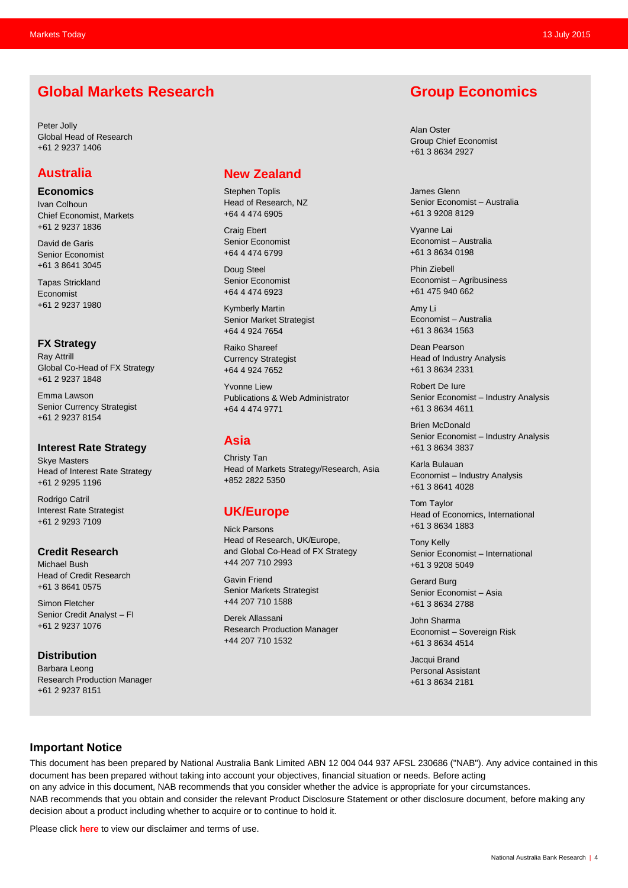## Global Markets Research

Peter Jolly
Global Head of Research
+61 2 9237 1406

### Australia

#### Economics

Ivan Colhoun
Chief Economist, Markets
+61 2 9237 1836

David de Garis
Senior Economist
+61 3 8641 3045

Tapas Strickland
Economist
+61 2 9237 1980

#### FX Strategy

Ray Attrill
Global Co-Head of FX Strategy
+61 2 9237 1848

Emma Lawson
Senior Currency Strategist
+61 2 9237 8154

#### Interest Rate Strategy

Skye Masters
Head of Interest Rate Strategy
+61 2 9295 1196

Rodrigo Catril
Interest Rate Strategist
+61 2 9293 7109

#### Credit Research

Michael Bush
Head of Credit Research
+61 3 8641 0575

Simon Fletcher
Senior Credit Analyst – FI
+61 2 9237 1076

#### Distribution

Barbara Leong
Research Production Manager
+61 2 9237 8151

### New Zealand

Stephen Toplis
Head of Research, NZ
+64 4 474 6905

Craig Ebert
Senior Economist
+64 4 474 6799

Doug Steel
Senior Economist
+64 4 474 6923

Kymberly Martin
Senior Market Strategist
+64 4 924 7654

Raiko Shareef
Currency Strategist
+64 4 924 7652

Yvonne Liew
Publications & Web Administrator
+64 4 474 9771

### Asia

Christy Tan
Head of Markets Strategy/Research, Asia
+852 2822 5350

### UK/Europe

Nick Parsons
Head of Research, UK/Europe,
and Global Co-Head of FX Strategy
+44 207 710 2993

Gavin Friend
Senior Markets Strategist
+44 207 710 1588

Derek Allassani
Research Production Manager
+44 207 710 1532

## Group Economics

Alan Oster
Group Chief Economist
+61 3 8634 2927

James Glenn
Senior Economist – Australia
+61 3 9208 8129

Vyanne Lai
Economist – Australia
+61 3 8634 0198

Phin Ziebell
Economist – Agribusiness
+61 475 940 662

Amy Li
Economist – Australia
+61 3 8634 1563

Dean Pearson
Head of Industry Analysis
+61 3 8634 2331

Robert De Iure
Senior Economist – Industry Analysis
+61 3 8634 4611

Brien McDonald
Senior Economist – Industry Analysis
+61 3 8634 3837

Karla Bulauan
Economist – Industry Analysis
+61 3 8641 4028

Tom Taylor
Head of Economics, International
+61 3 8634 1883

Tony Kelly
Senior Economist – International
+61 3 9208 5049

Gerard Burg
Senior Economist – Asia
+61 3 8634 2788

John Sharma
Economist – Sovereign Risk
+61 3 8634 4514

Jacqui Brand
Personal Assistant
+61 3 8634 2181

### Important Notice

This document has been prepared by National Australia Bank Limited ABN 12 004 044 937 AFSL 230686 ("NAB"). Any advice contained in this document has been prepared without taking into account your objectives, financial situation or needs. Before acting on any advice in this document, NAB recommends that you consider whether the advice is appropriate for your circumstances. NAB recommends that you obtain and consider the relevant Product Disclosure Statement or other disclosure document, before making any decision about a product including whether to acquire or to continue to hold it.

Please click **here** to view our disclaimer and terms of use.